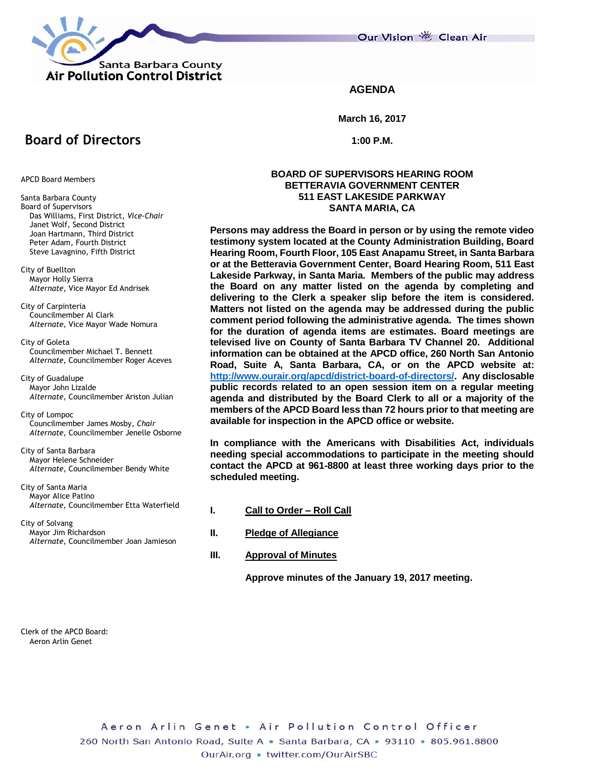Santa Barbara County
Air Pollution Control District

Our Vision Clean Air

# AGENDA

**March 16, 2017**

**1:00 P.M.**

## Board of Directors

APCD Board Members

Santa Barbara County
Board of Supervisors
- Das Williams, First District, *Vice-Chair*
- Janet Wolf, Second District
- Joan Hartmann, Third District
- Peter Adam, Fourth District
- Steve Lavagnino, Fifth District

City of Buellton
- Mayor Holly Sierra
- *Alternate*, Vice Mayor Ed Andrisek

City of Carpinteria
- Councilmember Al Clark
- *Alternate*, Vice Mayor Wade Nomura

City of Goleta
- Councilmember Michael T. Bennett
- *Alternate*, Councilmember Roger Aceves

City of Guadalupe
- Mayor John Lizalde
- *Alternate*, Councilmember Ariston Julian

City of Lompoc
- Councilmember James Mosby, *Chair*
- *Alternate*, Councilmember Jenelle Osborne

City of Santa Barbara
- Mayor Helene Schneider
- *Alternate*, Councilmember Bendy White

City of Santa Maria
- Mayor Alice Patino
- *Alternate*, Councilmember Etta Waterfield

City of Solvang
- Mayor Jim Richardson
- *Alternate*, Councilmember Joan Jamieson

Clerk of the APCD Board:
Aeron Arlin Genet

**BOARD OF SUPERVISORS HEARING ROOM**
**BETTERAVIA GOVERNMENT CENTER**
**511 EAST LAKESIDE PARKWAY**
**SANTA MARIA, CA**

**Persons may address the Board in person or by using the remote video testimony system located at the County Administration Building, Board Hearing Room, Fourth Floor, 105 East Anapamu Street, in Santa Barbara or at the Betteravia Government Center, Board Hearing Room, 511 East Lakeside Parkway, in Santa Maria. Members of the public may address the Board on any matter listed on the agenda by completing and delivering to the Clerk a speaker slip before the item is considered. Matters not listed on the agenda may be addressed during the public comment period following the administrative agenda. The times shown for the duration of agenda items are estimates. Board meetings are televised live on County of Santa Barbara TV Channel 20. Additional information can be obtained at the APCD office, 260 North San Antonio Road, Suite A, Santa Barbara, CA, or on the APCD website at: http://www.ourair.org/apcd/district-board-of-directors/. Any disclosable public records related to an open session item on a regular meeting agenda and distributed by the Board Clerk to all or a majority of the members of the APCD Board less than 72 hours prior to that meeting are available for inspection in the APCD office or website.**

**In compliance with the Americans with Disabilities Act, individuals needing special accommodations to participate in the meeting should contact the APCD at 961-8800 at least three working days prior to the scheduled meeting.**

**I. Call to Order – Roll Call**

**II. Pledge of Allegiance**

**III. Approval of Minutes**

**Approve minutes of the January 19, 2017 meeting.**

Aeron Arlin Genet • Air Pollution Control Officer
260 North San Antonio Road, Suite A • Santa Barbara, CA • 93110 • 805.961.8800
OurAir.org • twitter.com/OurAirSBC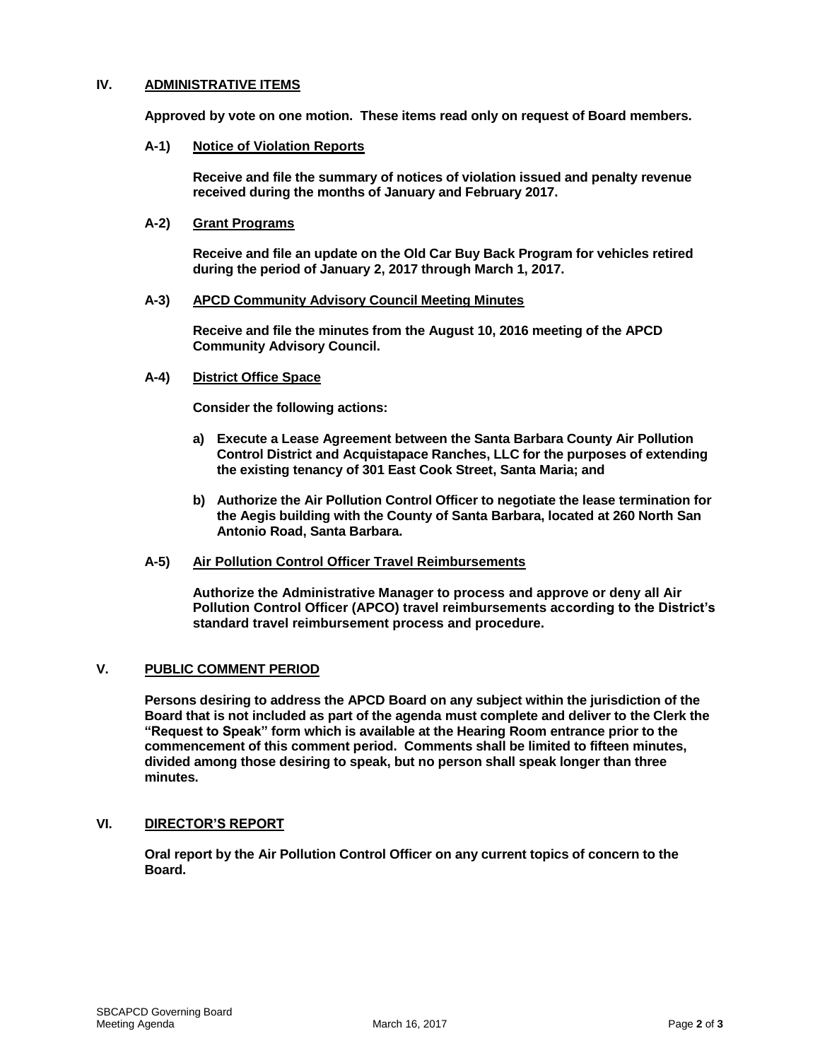## IV. ADMINISTRATIVE ITEMS

**Approved by vote on one motion. These items read only on request of Board members.**

### A-1) Notice of Violation Reports

**Receive and file the summary of notices of violation issued and penalty revenue received during the months of January and February 2017.**

### A-2) Grant Programs

**Receive and file an update on the Old Car Buy Back Program for vehicles retired during the period of January 2, 2017 through March 1, 2017.**

### A-3) APCD Community Advisory Council Meeting Minutes

**Receive and file the minutes from the August 10, 2016 meeting of the APCD Community Advisory Council.**

### A-4) District Office Space

**Consider the following actions:**

**a) Execute a Lease Agreement between the Santa Barbara County Air Pollution Control District and Acquistapace Ranches, LLC for the purposes of extending the existing tenancy of 301 East Cook Street, Santa Maria; and**

**b) Authorize the Air Pollution Control Officer to negotiate the lease termination for the Aegis building with the County of Santa Barbara, located at 260 North San Antonio Road, Santa Barbara.**

### A-5) Air Pollution Control Officer Travel Reimbursements

**Authorize the Administrative Manager to process and approve or deny all Air Pollution Control Officer (APCO) travel reimbursements according to the District's standard travel reimbursement process and procedure.**

## V. PUBLIC COMMENT PERIOD

**Persons desiring to address the APCD Board on any subject within the jurisdiction of the Board that is not included as part of the agenda must complete and deliver to the Clerk the "Request to Speak" form which is available at the Hearing Room entrance prior to the commencement of this comment period. Comments shall be limited to fifteen minutes, divided among those desiring to speak, but no person shall speak longer than three minutes.**

## VI. DIRECTOR'S REPORT

**Oral report by the Air Pollution Control Officer on any current topics of concern to the Board.**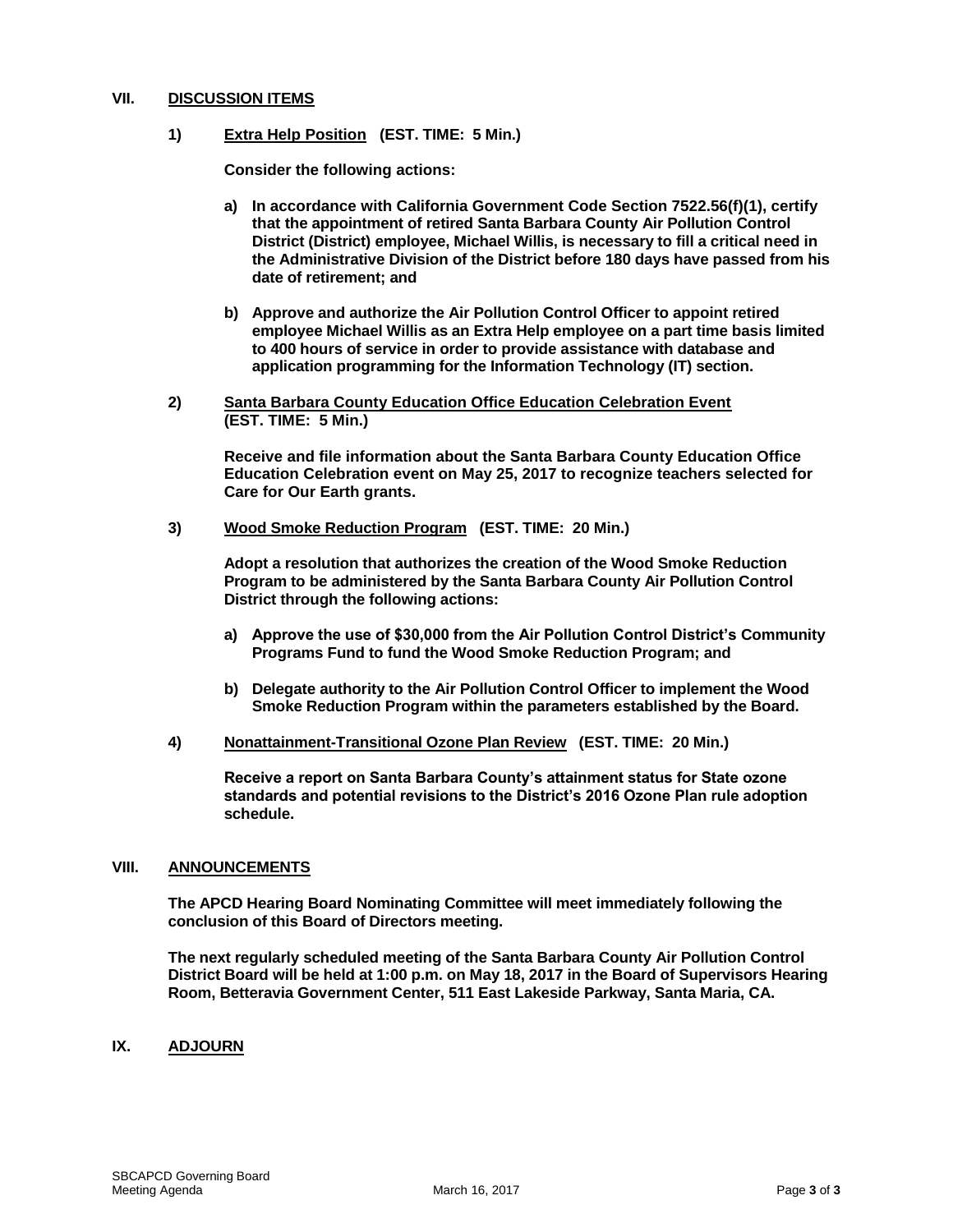## VII. DISCUSSION ITEMS

**1) Extra Help Position (EST. TIME: 5 Min.)**

**Consider the following actions:**

**a) In accordance with California Government Code Section 7522.56(f)(1), certify that the appointment of retired Santa Barbara County Air Pollution Control District (District) employee, Michael Willis, is necessary to fill a critical need in the Administrative Division of the District before 180 days have passed from his date of retirement; and**

**b) Approve and authorize the Air Pollution Control Officer to appoint retired employee Michael Willis as an Extra Help employee on a part time basis limited to 400 hours of service in order to provide assistance with database and application programming for the Information Technology (IT) section.**

**2) Santa Barbara County Education Office Education Celebration Event (EST. TIME: 5 Min.)**

**Receive and file information about the Santa Barbara County Education Office Education Celebration event on May 25, 2017 to recognize teachers selected for Care for Our Earth grants.**

**3) Wood Smoke Reduction Program (EST. TIME: 20 Min.)**

**Adopt a resolution that authorizes the creation of the Wood Smoke Reduction Program to be administered by the Santa Barbara County Air Pollution Control District through the following actions:**

**a) Approve the use of $30,000 from the Air Pollution Control District's Community Programs Fund to fund the Wood Smoke Reduction Program; and**

**b) Delegate authority to the Air Pollution Control Officer to implement the Wood Smoke Reduction Program within the parameters established by the Board.**

**4) Nonattainment-Transitional Ozone Plan Review (EST. TIME: 20 Min.)**

**Receive a report on Santa Barbara County's attainment status for State ozone standards and potential revisions to the District's 2016 Ozone Plan rule adoption schedule.**

## VIII. ANNOUNCEMENTS

**The APCD Hearing Board Nominating Committee will meet immediately following the conclusion of this Board of Directors meeting.**

**The next regularly scheduled meeting of the Santa Barbara County Air Pollution Control District Board will be held at 1:00 p.m. on May 18, 2017 in the Board of Supervisors Hearing Room, Betteravia Government Center, 511 East Lakeside Parkway, Santa Maria, CA.**

## IX. ADJOURN